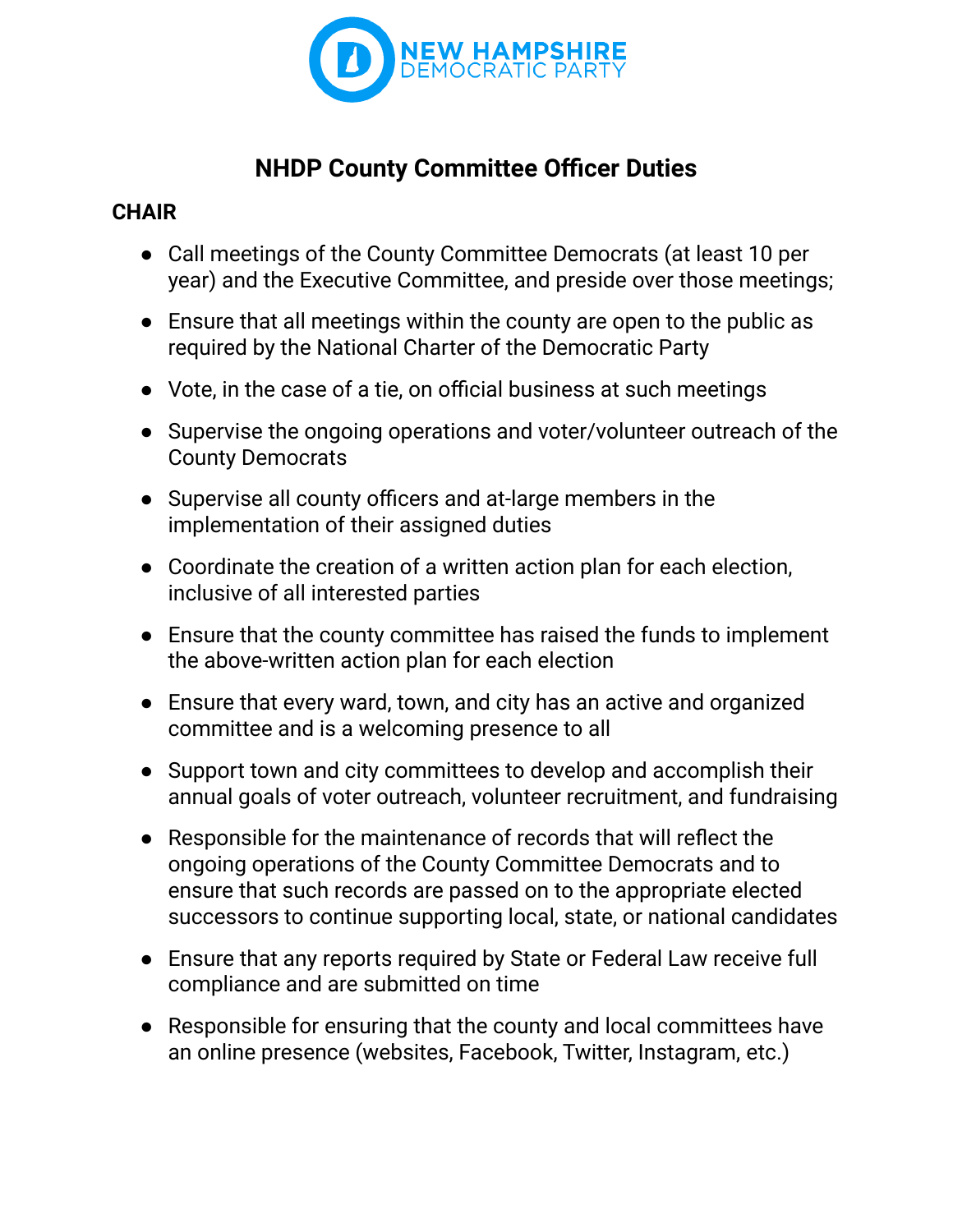NEW HAMPSHIRE DEMOCRATIC PARTY

# NHDP County Committee Officer Duties

## CHAIR

- Call meetings of the County Committee Democrats (at least 10 per year) and the Executive Committee, and preside over those meetings;
- Ensure that all meetings within the county are open to the public as required by the National Charter of the Democratic Party
- Vote, in the case of a tie, on official business at such meetings
- Supervise the ongoing operations and voter/volunteer outreach of the County Democrats
- Supervise all county officers and at-large members in the implementation of their assigned duties
- Coordinate the creation of a written action plan for each election, inclusive of all interested parties
- Ensure that the county committee has raised the funds to implement the above-written action plan for each election
- Ensure that every ward, town, and city has an active and organized committee and is a welcoming presence to all
- Support town and city committees to develop and accomplish their annual goals of voter outreach, volunteer recruitment, and fundraising
- Responsible for the maintenance of records that will reflect the ongoing operations of the County Committee Democrats and to ensure that such records are passed on to the appropriate elected successors to continue supporting local, state, or national candidates
- Ensure that any reports required by State or Federal Law receive full compliance and are submitted on time
- Responsible for ensuring that the county and local committees have an online presence (websites, Facebook, Twitter, Instagram, etc.)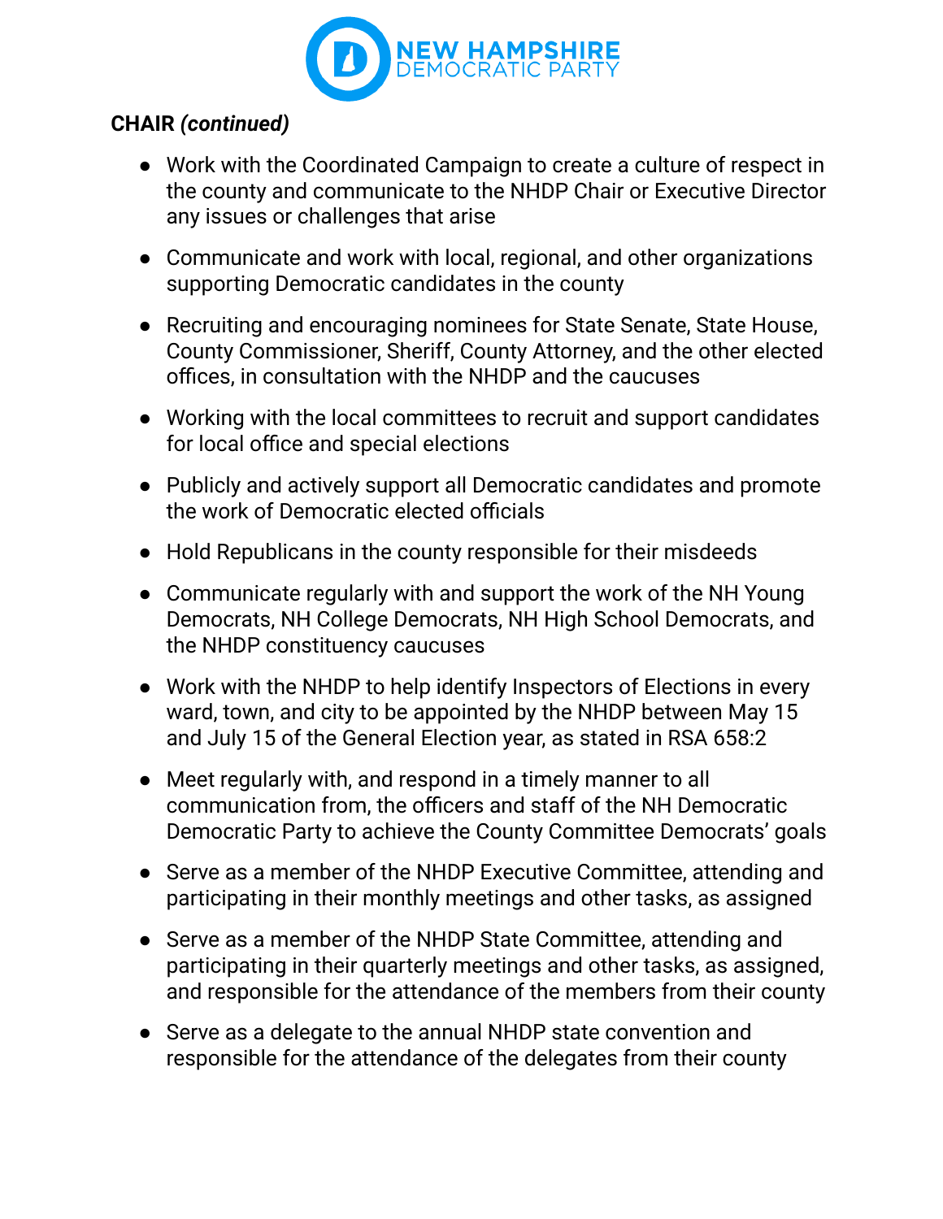**CHAIR *(continued)***

- Work with the Coordinated Campaign to create a culture of respect in the county and communicate to the NHDP Chair or Executive Director any issues or challenges that arise
- Communicate and work with local, regional, and other organizations supporting Democratic candidates in the county
- Recruiting and encouraging nominees for State Senate, State House, County Commissioner, Sheriff, County Attorney, and the other elected offices, in consultation with the NHDP and the caucuses
- Working with the local committees to recruit and support candidates for local office and special elections
- Publicly and actively support all Democratic candidates and promote the work of Democratic elected officials
- Hold Republicans in the county responsible for their misdeeds
- Communicate regularly with and support the work of the NH Young Democrats, NH College Democrats, NH High School Democrats, and the NHDP constituency caucuses
- Work with the NHDP to help identify Inspectors of Elections in every ward, town, and city to be appointed by the NHDP between May 15 and July 15 of the General Election year, as stated in RSA 658:2
- Meet regularly with, and respond in a timely manner to all communication from, the officers and staff of the NH Democratic Democratic Party to achieve the County Committee Democrats' goals
- Serve as a member of the NHDP Executive Committee, attending and participating in their monthly meetings and other tasks, as assigned
- Serve as a member of the NHDP State Committee, attending and participating in their quarterly meetings and other tasks, as assigned, and responsible for the attendance of the members from their county
- Serve as a delegate to the annual NHDP state convention and responsible for the attendance of the delegates from their county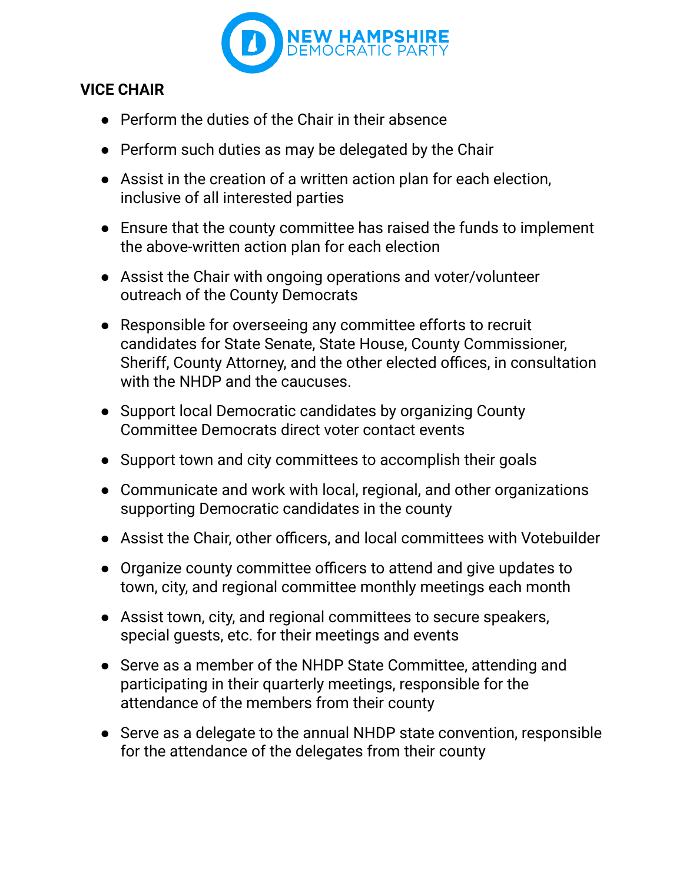NEW HAMPSHIRE DEMOCRATIC PARTY

**VICE CHAIR**

- Perform the duties of the Chair in their absence
- Perform such duties as may be delegated by the Chair
- Assist in the creation of a written action plan for each election, inclusive of all interested parties
- Ensure that the county committee has raised the funds to implement the above-written action plan for each election
- Assist the Chair with ongoing operations and voter/volunteer outreach of the County Democrats
- Responsible for overseeing any committee efforts to recruit candidates for State Senate, State House, County Commissioner, Sheriff, County Attorney, and the other elected offices, in consultation with the NHDP and the caucuses.
- Support local Democratic candidates by organizing County Committee Democrats direct voter contact events
- Support town and city committees to accomplish their goals
- Communicate and work with local, regional, and other organizations supporting Democratic candidates in the county
- Assist the Chair, other officers, and local committees with Votebuilder
- Organize county committee officers to attend and give updates to town, city, and regional committee monthly meetings each month
- Assist town, city, and regional committees to secure speakers, special guests, etc. for their meetings and events
- Serve as a member of the NHDP State Committee, attending and participating in their quarterly meetings, responsible for the attendance of the members from their county
- Serve as a delegate to the annual NHDP state convention, responsible for the attendance of the delegates from their county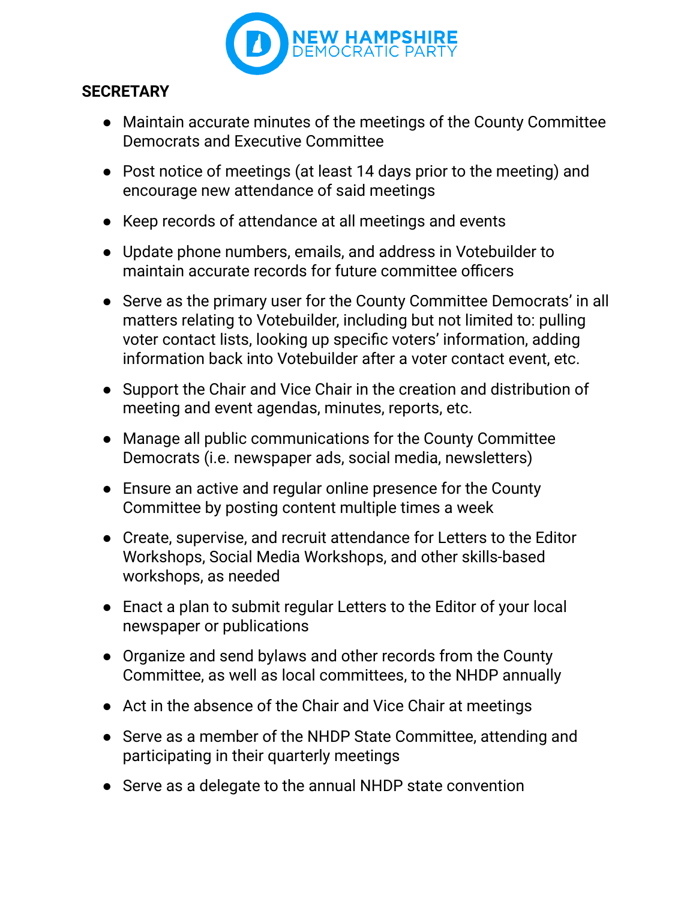**SECRETARY**

- Maintain accurate minutes of the meetings of the County Committee Democrats and Executive Committee
- Post notice of meetings (at least 14 days prior to the meeting) and encourage new attendance of said meetings
- Keep records of attendance at all meetings and events
- Update phone numbers, emails, and address in Votebuilder to maintain accurate records for future committee officers
- Serve as the primary user for the County Committee Democrats' in all matters relating to Votebuilder, including but not limited to: pulling voter contact lists, looking up specific voters' information, adding information back into Votebuilder after a voter contact event, etc.
- Support the Chair and Vice Chair in the creation and distribution of meeting and event agendas, minutes, reports, etc.
- Manage all public communications for the County Committee Democrats (i.e. newspaper ads, social media, newsletters)
- Ensure an active and regular online presence for the County Committee by posting content multiple times a week
- Create, supervise, and recruit attendance for Letters to the Editor Workshops, Social Media Workshops, and other skills-based workshops, as needed
- Enact a plan to submit regular Letters to the Editor of your local newspaper or publications
- Organize and send bylaws and other records from the County Committee, as well as local committees, to the NHDP annually
- Act in the absence of the Chair and Vice Chair at meetings
- Serve as a member of the NHDP State Committee, attending and participating in their quarterly meetings
- Serve as a delegate to the annual NHDP state convention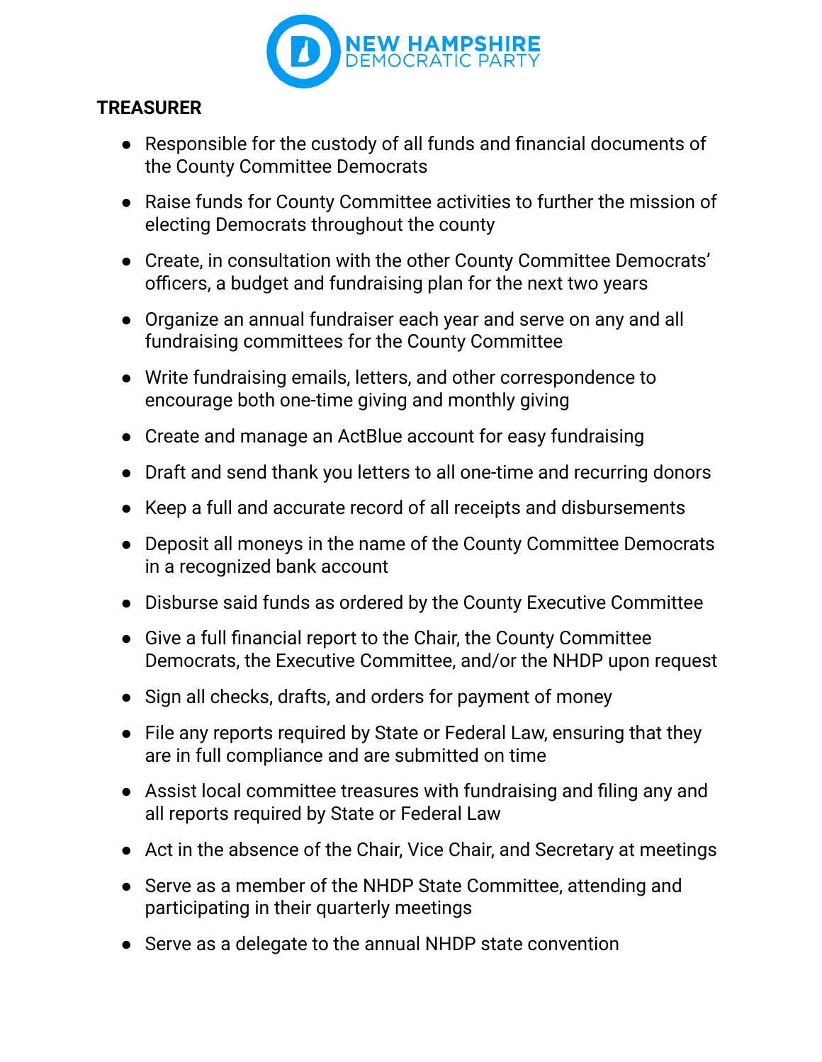**TREASURER**

- Responsible for the custody of all funds and financial documents of the County Committee Democrats
- Raise funds for County Committee activities to further the mission of electing Democrats throughout the county
- Create, in consultation with the other County Committee Democrats' officers, a budget and fundraising plan for the next two years
- Organize an annual fundraiser each year and serve on any and all fundraising committees for the County Committee
- Write fundraising emails, letters, and other correspondence to encourage both one-time giving and monthly giving
- Create and manage an ActBlue account for easy fundraising
- Draft and send thank you letters to all one-time and recurring donors
- Keep a full and accurate record of all receipts and disbursements
- Deposit all moneys in the name of the County Committee Democrats in a recognized bank account
- Disburse said funds as ordered by the County Executive Committee
- Give a full financial report to the Chair, the County Committee Democrats, the Executive Committee, and/or the NHDP upon request
- Sign all checks, drafts, and orders for payment of money
- File any reports required by State or Federal Law, ensuring that they are in full compliance and are submitted on time
- Assist local committee treasures with fundraising and filing any and all reports required by State or Federal Law
- Act in the absence of the Chair, Vice Chair, and Secretary at meetings
- Serve as a member of the NHDP State Committee, attending and participating in their quarterly meetings
- Serve as a delegate to the annual NHDP state convention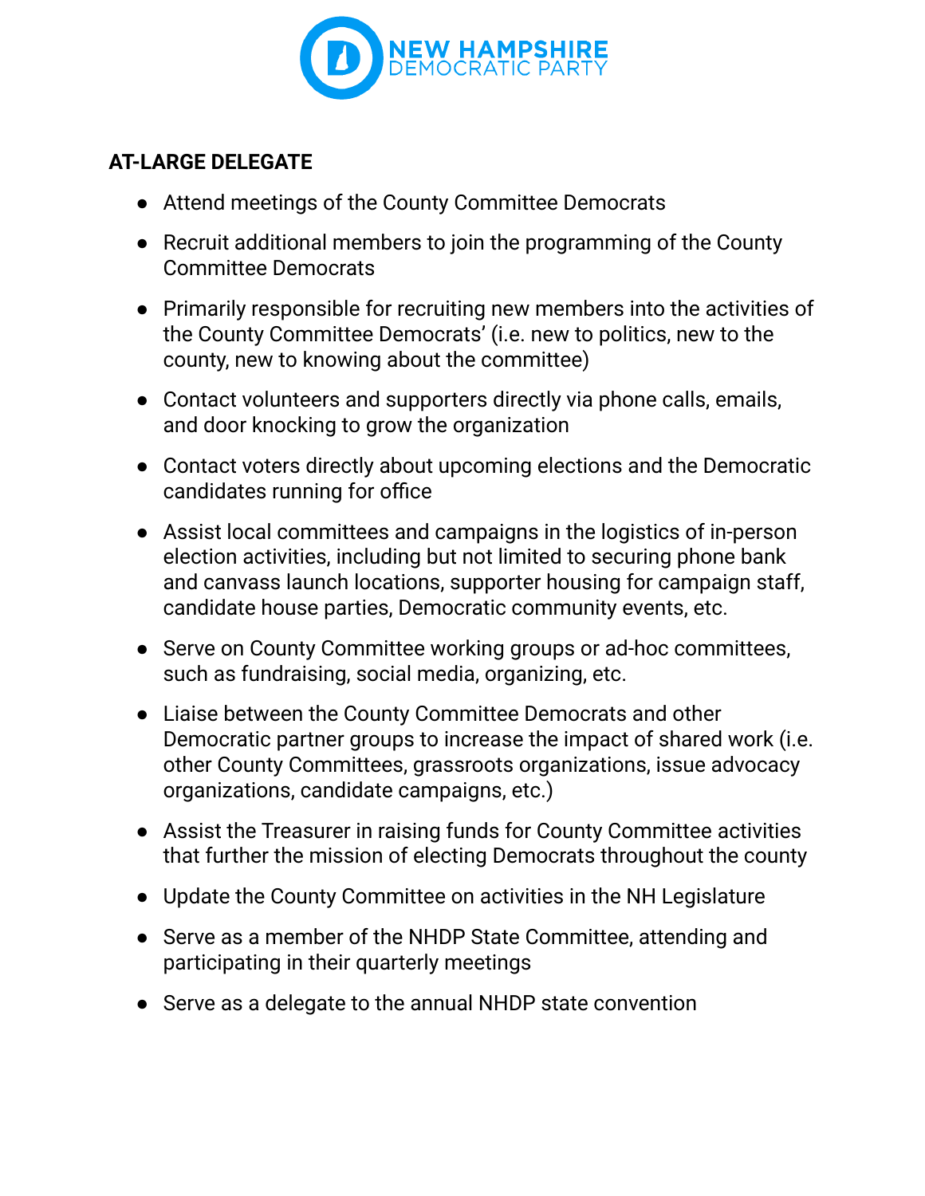NEW HAMPSHIRE DEMOCRATIC PARTY

**AT-LARGE DELEGATE**

- Attend meetings of the County Committee Democrats
- Recruit additional members to join the programming of the County Committee Democrats
- Primarily responsible for recruiting new members into the activities of the County Committee Democrats' (i.e. new to politics, new to the county, new to knowing about the committee)
- Contact volunteers and supporters directly via phone calls, emails, and door knocking to grow the organization
- Contact voters directly about upcoming elections and the Democratic candidates running for office
- Assist local committees and campaigns in the logistics of in-person election activities, including but not limited to securing phone bank and canvass launch locations, supporter housing for campaign staff, candidate house parties, Democratic community events, etc.
- Serve on County Committee working groups or ad-hoc committees, such as fundraising, social media, organizing, etc.
- Liaise between the County Committee Democrats and other Democratic partner groups to increase the impact of shared work (i.e. other County Committees, grassroots organizations, issue advocacy organizations, candidate campaigns, etc.)
- Assist the Treasurer in raising funds for County Committee activities that further the mission of electing Democrats throughout the county
- Update the County Committee on activities in the NH Legislature
- Serve as a member of the NHDP State Committee, attending and participating in their quarterly meetings
- Serve as a delegate to the annual NHDP state convention